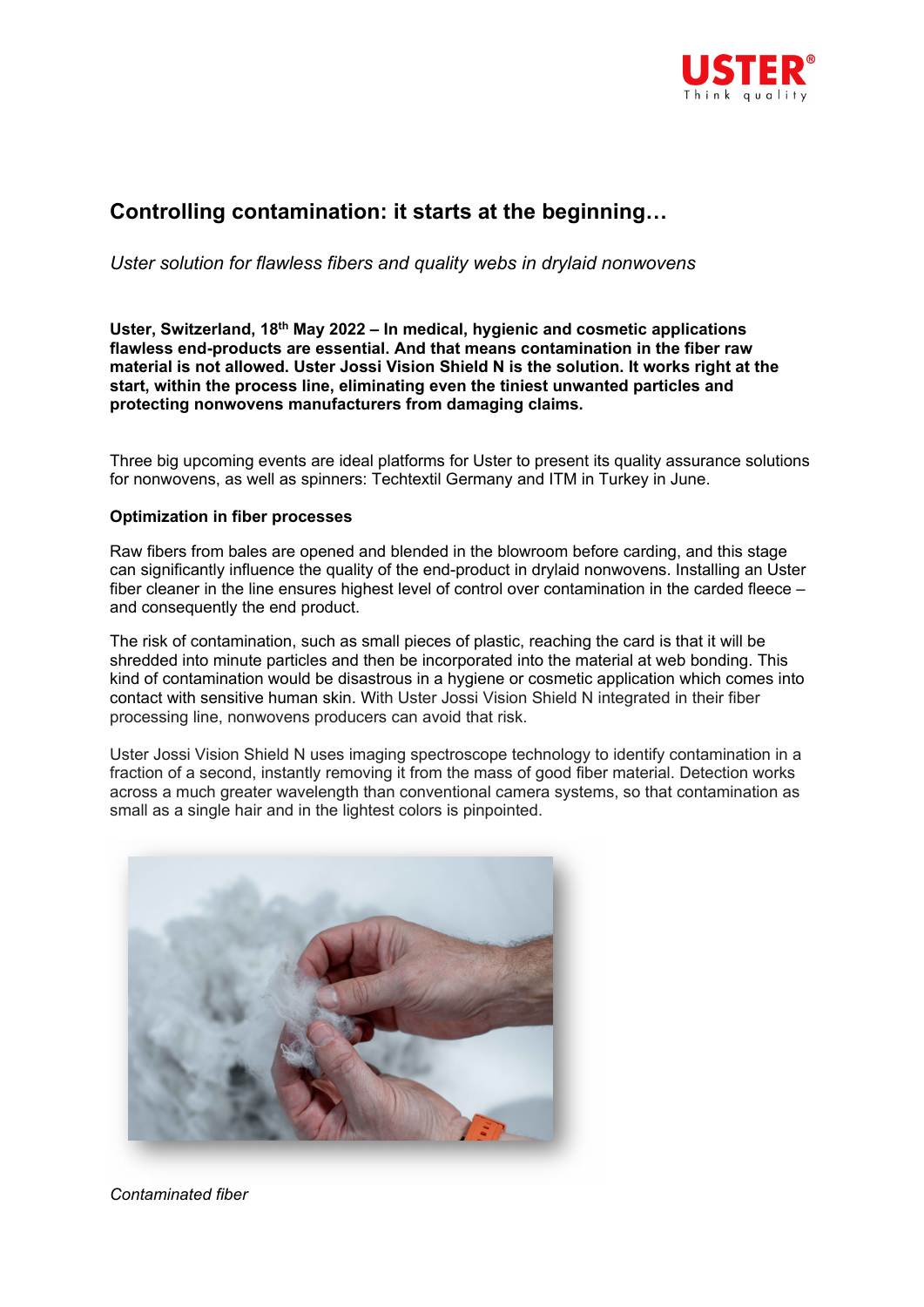# Controlling contamination: it starts at the beginning…

*Uster solution for flawless fibers and quality webs in drylaid nonwovens*

**Uster, Switzerland, 18th May 2022 – In medical, hygienic and cosmetic applications flawless end-products are essential. And that means contamination in the fiber raw material is not allowed. Uster Jossi Vision Shield N is the solution. It works right at the start, within the process line, eliminating even the tiniest unwanted particles and protecting nonwovens manufacturers from damaging claims.**

Three big upcoming events are ideal platforms for Uster to present its quality assurance solutions for nonwovens, as well as spinners: Techtextil Germany and ITM in Turkey in June.

**Optimization in fiber processes**

Raw fibers from bales are opened and blended in the blowroom before carding, and this stage can significantly influence the quality of the end-product in drylaid nonwovens. Installing an Uster fiber cleaner in the line ensures highest level of control over contamination in the carded fleece – and consequently the end product.

The risk of contamination, such as small pieces of plastic, reaching the card is that it will be shredded into minute particles and then be incorporated into the material at web bonding. This kind of contamination would be disastrous in a hygiene or cosmetic application which comes into contact with sensitive human skin. With Uster Jossi Vision Shield N integrated in their fiber processing line, nonwovens producers can avoid that risk.

Uster Jossi Vision Shield N uses imaging spectroscope technology to identify contamination in a fraction of a second, instantly removing it from the mass of good fiber material. Detection works across a much greater wavelength than conventional camera systems, so that contamination as small as a single hair and in the lightest colors is pinpointed.

*Contaminated fiber*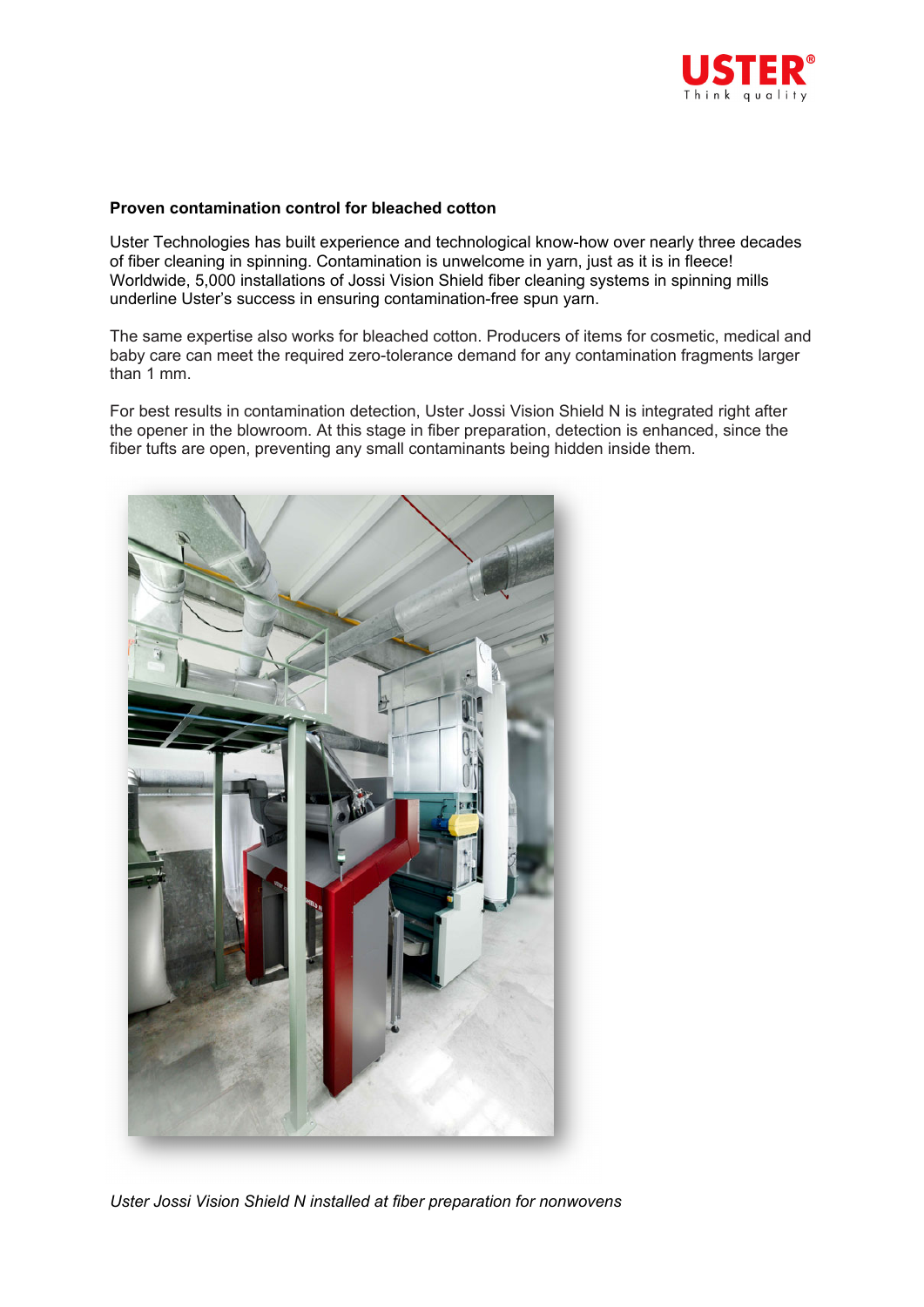**Proven contamination control for bleached cotton**

Uster Technologies has built experience and technological know-how over nearly three decades of fiber cleaning in spinning. Contamination is unwelcome in yarn, just as it is in fleece! Worldwide, 5,000 installations of Jossi Vision Shield fiber cleaning systems in spinning mills underline Uster's success in ensuring contamination-free spun yarn.

The same expertise also works for bleached cotton. Producers of items for cosmetic, medical and baby care can meet the required zero-tolerance demand for any contamination fragments larger than 1 mm.

For best results in contamination detection, Uster Jossi Vision Shield N is integrated right after the opener in the blowroom. At this stage in fiber preparation, detection is enhanced, since the fiber tufts are open, preventing any small contaminants being hidden inside them.

*Uster Jossi Vision Shield N installed at fiber preparation for nonwovens*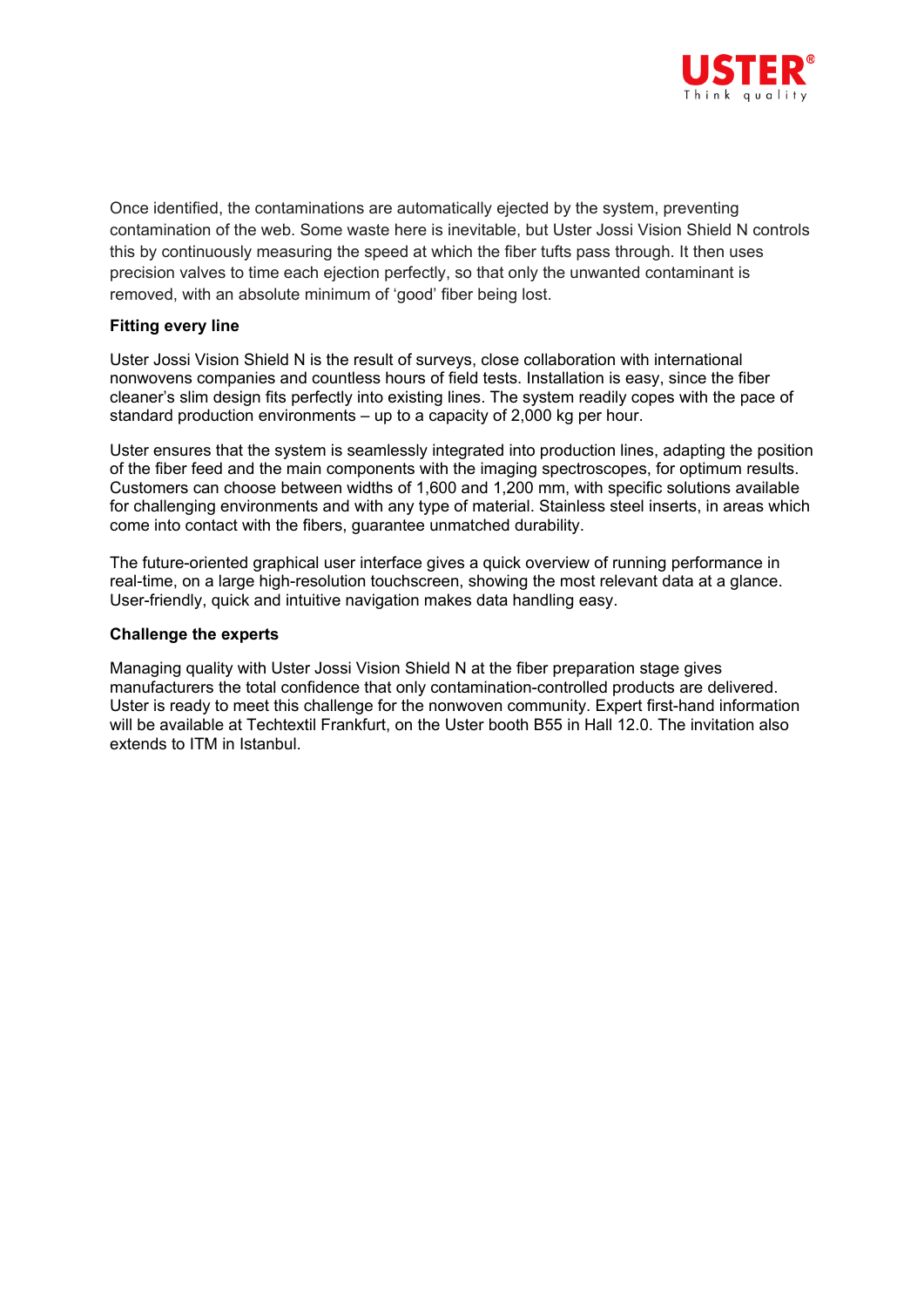Once identified, the contaminations are automatically ejected by the system, preventing contamination of the web. Some waste here is inevitable, but Uster Jossi Vision Shield N controls this by continuously measuring the speed at which the fiber tufts pass through. It then uses precision valves to time each ejection perfectly, so that only the unwanted contaminant is removed, with an absolute minimum of 'good' fiber being lost.

**Fitting every line**

Uster Jossi Vision Shield N is the result of surveys, close collaboration with international nonwovens companies and countless hours of field tests. Installation is easy, since the fiber cleaner's slim design fits perfectly into existing lines. The system readily copes with the pace of standard production environments – up to a capacity of 2,000 kg per hour.

Uster ensures that the system is seamlessly integrated into production lines, adapting the position of the fiber feed and the main components with the imaging spectroscopes, for optimum results. Customers can choose between widths of 1,600 and 1,200 mm, with specific solutions available for challenging environments and with any type of material. Stainless steel inserts, in areas which come into contact with the fibers, guarantee unmatched durability.

The future-oriented graphical user interface gives a quick overview of running performance in real-time, on a large high-resolution touchscreen, showing the most relevant data at a glance. User-friendly, quick and intuitive navigation makes data handling easy.

**Challenge the experts**

Managing quality with Uster Jossi Vision Shield N at the fiber preparation stage gives manufacturers the total confidence that only contamination-controlled products are delivered. Uster is ready to meet this challenge for the nonwoven community. Expert first-hand information will be available at Techtextil Frankfurt, on the Uster booth B55 in Hall 12.0. The invitation also extends to ITM in Istanbul.